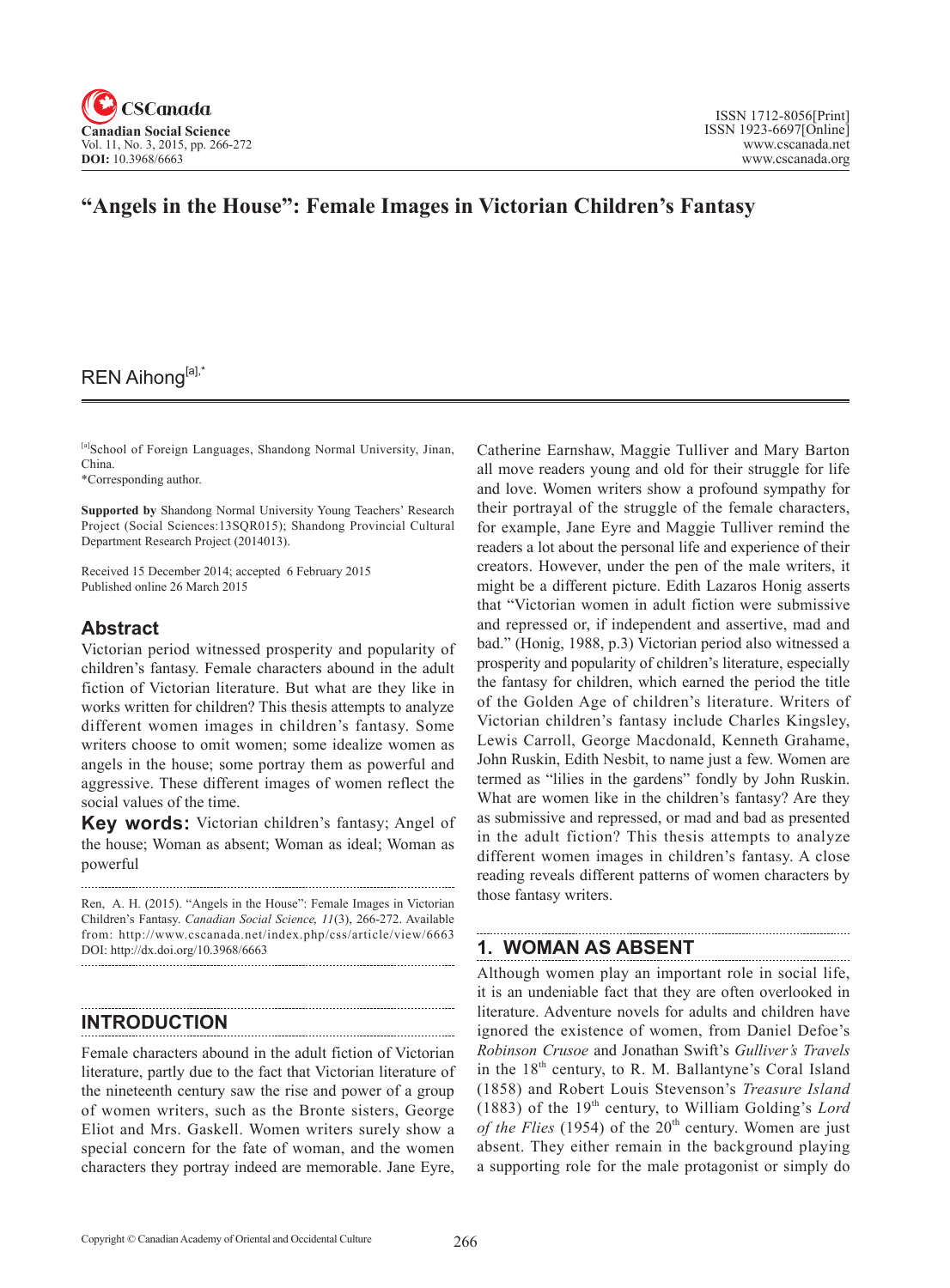# "Angels in the House": Female Images in Victorian Children's Fantasy

REN Aihong[a],*

[a]School of Foreign Languages, Shandong Normal University, Jinan, China.
*Corresponding author.

**Supported by** Shandong Normal University Young Teachers' Research Project (Social Sciences:13SQR015); Shandong Provincial Cultural Department Research Project (2014013).

Received 15 December 2014; accepted 6 February 2015
Published online 26 March 2015

## Abstract

Victorian period witnessed prosperity and popularity of children's fantasy. Female characters abound in the adult fiction of Victorian literature. But what are they like in works written for children? This thesis attempts to analyze different women images in children's fantasy. Some writers choose to omit women; some idealize women as angels in the house; some portray them as powerful and aggressive. These different images of women reflect the social values of the time.

**Key words:** Victorian children's fantasy; Angel of the house; Woman as absent; Woman as ideal; Woman as powerful

Ren, A. H. (2015). "Angels in the House": Female Images in Victorian Children's Fantasy. *Canadian Social Science*, *11*(3), 266-272. Available from: http://www.cscanada.net/index.php/css/article/view/6663
DOI: http://dx.doi.org/10.3968/6663

## INTRODUCTION

Female characters abound in the adult fiction of Victorian literature, partly due to the fact that Victorian literature of the nineteenth century saw the rise and power of a group of women writers, such as the Bronte sisters, George Eliot and Mrs. Gaskell. Women writers surely show a special concern for the fate of woman, and the women characters they portray indeed are memorable. Jane Eyre, Catherine Earnshaw, Maggie Tulliver and Mary Barton all move readers young and old for their struggle for life and love. Women writers show a profound sympathy for their portrayal of the struggle of the female characters, for example, Jane Eyre and Maggie Tulliver remind the readers a lot about the personal life and experience of their creators. However, under the pen of the male writers, it might be a different picture. Edith Lazaros Honig asserts that "Victorian women in adult fiction were submissive and repressed or, if independent and assertive, mad and bad." (Honig, 1988, p.3) Victorian period also witnessed a prosperity and popularity of children's literature, especially the fantasy for children, which earned the period the title of the Golden Age of children's literature. Writers of Victorian children's fantasy include Charles Kingsley, Lewis Carroll, George Macdonald, Kenneth Grahame, John Ruskin, Edith Nesbit, to name just a few. Women are termed as "lilies in the gardens" fondly by John Ruskin. What are women like in the children's fantasy? Are they as submissive and repressed, or mad and bad as presented in the adult fiction? This thesis attempts to analyze different women images in children's fantasy. A close reading reveals different patterns of women characters by those fantasy writers.

## 1. WOMAN AS ABSENT

Although women play an important role in social life, it is an undeniable fact that they are often overlooked in literature. Adventure novels for adults and children have ignored the existence of women, from Daniel Defoe's *Robinson Crusoe* and Jonathan Swift's *Gulliver's Travels* in the 18th century, to R. M. Ballantyne's Coral Island (1858) and Robert Louis Stevenson's *Treasure Island* (1883) of the 19th century, to William Golding's *Lord of the Flies* (1954) of the 20th century. Women are just absent. They either remain in the background playing a supporting role for the male protagonist or simply do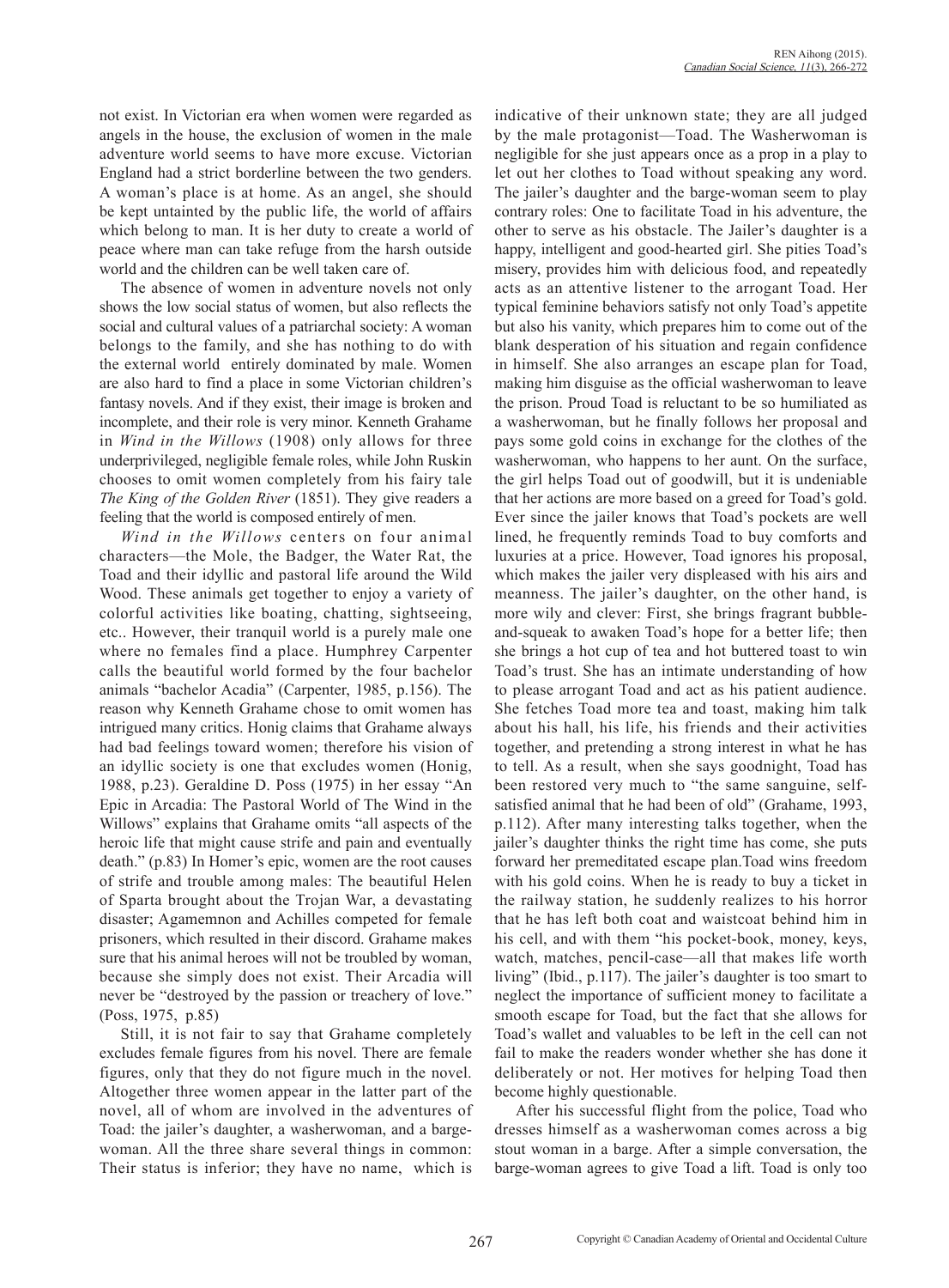not exist. In Victorian era when women were regarded as angels in the house, the exclusion of women in the male adventure world seems to have more excuse. Victorian England had a strict borderline between the two genders. A woman's place is at home. As an angel, she should be kept untainted by the public life, the world of affairs which belong to man. It is her duty to create a world of peace where man can take refuge from the harsh outside world and the children can be well taken care of.

The absence of women in adventure novels not only shows the low social status of women, but also reflects the social and cultural values of a patriarchal society: A woman belongs to the family, and she has nothing to do with the external world entirely dominated by male. Women are also hard to find a place in some Victorian children's fantasy novels. And if they exist, their image is broken and incomplete, and their role is very minor. Kenneth Grahame in *Wind in the Willows* (1908) only allows for three underprivileged, negligible female roles, while John Ruskin chooses to omit women completely from his fairy tale *The King of the Golden River* (1851). They give readers a feeling that the world is composed entirely of men.

*Wind in the Willows* centers on four animal characters—the Mole, the Badger, the Water Rat, the Toad and their idyllic and pastoral life around the Wild Wood. These animals get together to enjoy a variety of colorful activities like boating, chatting, sightseeing, etc.. However, their tranquil world is a purely male one where no females find a place. Humphrey Carpenter calls the beautiful world formed by the four bachelor animals "bachelor Acadia" (Carpenter, 1985, p.156). The reason why Kenneth Grahame chose to omit women has intrigued many critics. Honig claims that Grahame always had bad feelings toward women; therefore his vision of an idyllic society is one that excludes women (Honig, 1988, p.23). Geraldine D. Poss (1975) in her essay "An Epic in Arcadia: The Pastoral World of The Wind in the Willows" explains that Grahame omits "all aspects of the heroic life that might cause strife and pain and eventually death." (p.83) In Homer's epic, women are the root causes of strife and trouble among males: The beautiful Helen of Sparta brought about the Trojan War, a devastating disaster; Agamemnon and Achilles competed for female prisoners, which resulted in their discord. Grahame makes sure that his animal heroes will not be troubled by woman, because she simply does not exist. Their Arcadia will never be "destroyed by the passion or treachery of love." (Poss, 1975, p.85)

Still, it is not fair to say that Grahame completely excludes female figures from his novel. There are female figures, only that they do not figure much in the novel. Altogether three women appear in the latter part of the novel, all of whom are involved in the adventures of Toad: the jailer's daughter, a washerwoman, and a barge-woman. All the three share several things in common: Their status is inferior; they have no name, which is indicative of their unknown state; they are all judged by the male protagonist—Toad. The Washerwoman is negligible for she just appears once as a prop in a play to let out her clothes to Toad without speaking any word. The jailer's daughter and the barge-woman seem to play contrary roles: One to facilitate Toad in his adventure, the other to serve as his obstacle. The Jailer's daughter is a happy, intelligent and good-hearted girl. She pities Toad's misery, provides him with delicious food, and repeatedly acts as an attentive listener to the arrogant Toad. Her typical feminine behaviors satisfy not only Toad's appetite but also his vanity, which prepares him to come out of the blank desperation of his situation and regain confidence in himself. She also arranges an escape plan for Toad, making him disguise as the official washerwoman to leave the prison. Proud Toad is reluctant to be so humiliated as a washerwoman, but he finally follows her proposal and pays some gold coins in exchange for the clothes of the washerwoman, who happens to be her aunt. On the surface, the girl helps Toad out of goodwill, but it is undeniable that her actions are more based on a greed for Toad's gold. Ever since the jailer knows that Toad's pockets are well lined, he frequently reminds Toad to buy comforts and luxuries at a price. However, Toad ignores his proposal, which makes the jailer very displeased with his airs and meanness. The jailer's daughter, on the other hand, is more wily and clever: First, she brings fragrant bubble-and-squeak to awaken Toad's hope for a better life; then she brings a hot cup of tea and hot buttered toast to win Toad's trust. She has an intimate understanding of how to please arrogant Toad and act as his patient audience. She fetches Toad more tea and toast, making him talk about his hall, his life, his friends and their activities together, and pretending a strong interest in what he has to tell. As a result, when she says goodnight, Toad has been restored very much to "the same sanguine, self-satisfied animal that he had been of old" (Grahame, 1993, p.112). After many interesting talks together, when the jailer's daughter thinks the right time has come, she puts forward her premeditated escape plan.Toad wins freedom with his gold coins. When he is ready to buy a ticket in the railway station, he suddenly realizes to his horror that he has left both coat and waistcoat behind him in his cell, and with them "his pocket-book, money, keys, watch, matches, pencil-case—all that makes life worth living" (Ibid., p.117). The jailer's daughter is too smart to neglect the importance of sufficient money to facilitate a smooth escape for Toad, but the fact that she allows for Toad's wallet and valuables to be left in the cell can not fail to make the readers wonder whether she has done it deliberately or not. Her motives for helping Toad then become highly questionable.

After his successful flight from the police, Toad who dresses himself as a washerwoman comes across a big stout woman in a barge. After a simple conversation, the barge-woman agrees to give Toad a lift. Toad is only too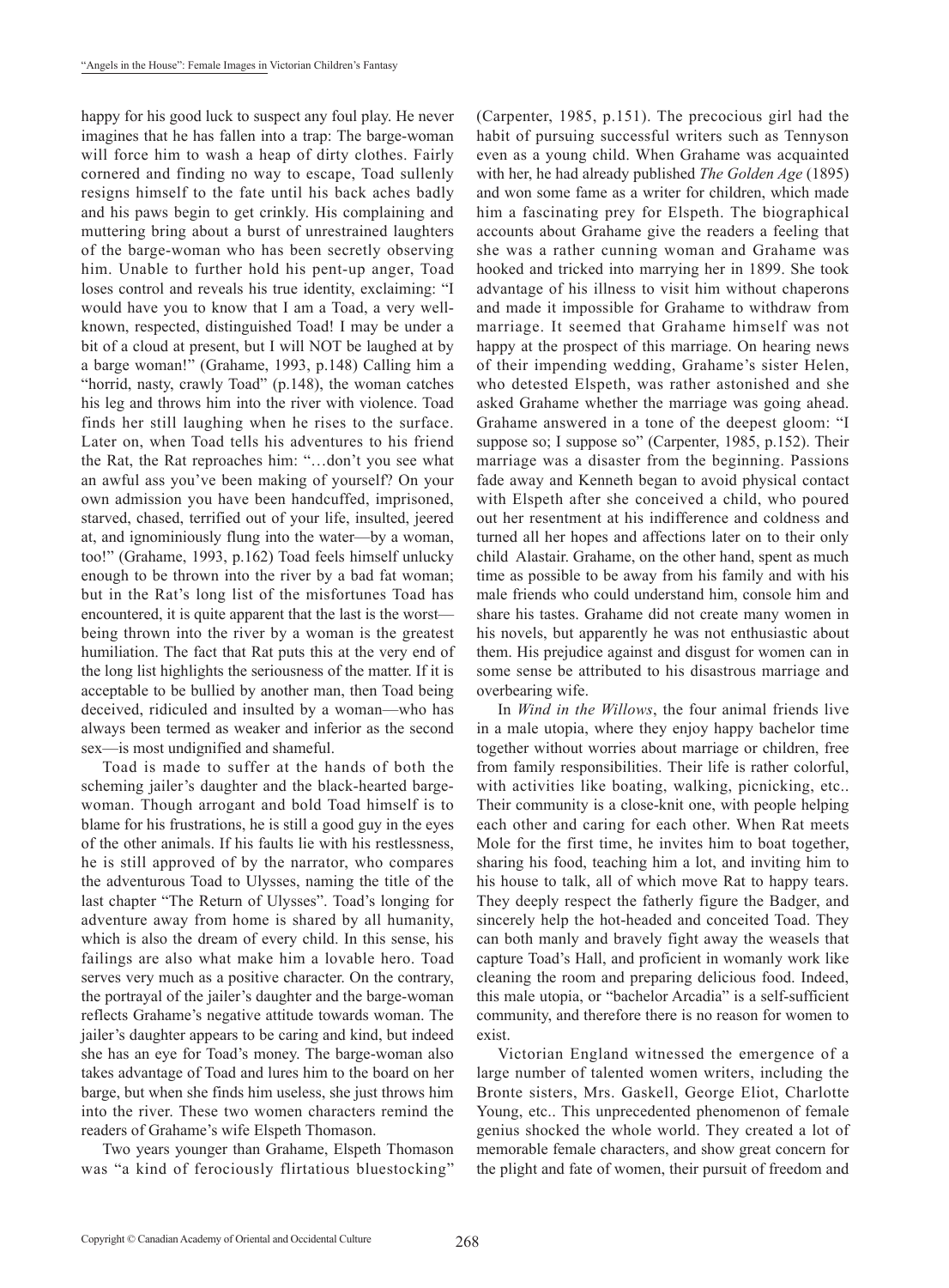happy for his good luck to suspect any foul play. He never imagines that he has fallen into a trap: The barge-woman will force him to wash a heap of dirty clothes. Fairly cornered and finding no way to escape, Toad sullenly resigns himself to the fate until his back aches badly and his paws begin to get crinkly. His complaining and muttering bring about a burst of unrestrained laughters of the barge-woman who has been secretly observing him. Unable to further hold his pent-up anger, Toad loses control and reveals his true identity, exclaiming: "I would have you to know that I am a Toad, a very well-known, respected, distinguished Toad! I may be under a bit of a cloud at present, but I will NOT be laughed at by a barge woman!" (Grahame, 1993, p.148) Calling him a "horrid, nasty, crawly Toad" (p.148), the woman catches his leg and throws him into the river with violence. Toad finds her still laughing when he rises to the surface. Later on, when Toad tells his adventures to his friend the Rat, the Rat reproaches him: "…don't you see what an awful ass you've been making of yourself? On your own admission you have been handcuffed, imprisoned, starved, chased, terrified out of your life, insulted, jeered at, and ignominiously flung into the water—by a woman, too!" (Grahame, 1993, p.162) Toad feels himself unlucky enough to be thrown into the river by a bad fat woman; but in the Rat's long list of the misfortunes Toad has encountered, it is quite apparent that the last is the worst—being thrown into the river by a woman is the greatest humiliation. The fact that Rat puts this at the very end of the long list highlights the seriousness of the matter. If it is acceptable to be bullied by another man, then Toad being deceived, ridiculed and insulted by a woman—who has always been termed as weaker and inferior as the second sex—is most undignified and shameful.

Toad is made to suffer at the hands of both the scheming jailer's daughter and the black-hearted barge-woman. Though arrogant and bold Toad himself is to blame for his frustrations, he is still a good guy in the eyes of the other animals. If his faults lie with his restlessness, he is still approved of by the narrator, who compares the adventurous Toad to Ulysses, naming the title of the last chapter "The Return of Ulysses". Toad's longing for adventure away from home is shared by all humanity, which is also the dream of every child. In this sense, his failings are also what make him a lovable hero. Toad serves very much as a positive character. On the contrary, the portrayal of the jailer's daughter and the barge-woman reflects Grahame's negative attitude towards woman. The jailer's daughter appears to be caring and kind, but indeed she has an eye for Toad's money. The barge-woman also takes advantage of Toad and lures him to the board on her barge, but when she finds him useless, she just throws him into the river. These two women characters remind the readers of Grahame's wife Elspeth Thomason.

Two years younger than Grahame, Elspeth Thomason was "a kind of ferociously flirtatious bluestocking" (Carpenter, 1985, p.151). The precocious girl had the habit of pursuing successful writers such as Tennyson even as a young child. When Grahame was acquainted with her, he had already published *The Golden Age* (1895) and won some fame as a writer for children, which made him a fascinating prey for Elspeth. The biographical accounts about Grahame give the readers a feeling that she was a rather cunning woman and Grahame was hooked and tricked into marrying her in 1899. She took advantage of his illness to visit him without chaperons and made it impossible for Grahame to withdraw from marriage. It seemed that Grahame himself was not happy at the prospect of this marriage. On hearing news of their impending wedding, Grahame's sister Helen, who detested Elspeth, was rather astonished and she asked Grahame whether the marriage was going ahead. Grahame answered in a tone of the deepest gloom: "I suppose so; I suppose so" (Carpenter, 1985, p.152). Their marriage was a disaster from the beginning. Passions fade away and Kenneth began to avoid physical contact with Elspeth after she conceived a child, who poured out her resentment at his indifference and coldness and turned all her hopes and affections later on to their only child Alastair. Grahame, on the other hand, spent as much time as possible to be away from his family and with his male friends who could understand him, console him and share his tastes. Grahame did not create many women in his novels, but apparently he was not enthusiastic about them. His prejudice against and disgust for women can in some sense be attributed to his disastrous marriage and overbearing wife.

In *Wind in the Willows*, the four animal friends live in a male utopia, where they enjoy happy bachelor time together without worries about marriage or children, free from family responsibilities. Their life is rather colorful, with activities like boating, walking, picnicking, etc.. Their community is a close-knit one, with people helping each other and caring for each other. When Rat meets Mole for the first time, he invites him to boat together, sharing his food, teaching him a lot, and inviting him to his house to talk, all of which move Rat to happy tears. They deeply respect the fatherly figure the Badger, and sincerely help the hot-headed and conceited Toad. They can both manly and bravely fight away the weasels that capture Toad's Hall, and proficient in womanly work like cleaning the room and preparing delicious food. Indeed, this male utopia, or "bachelor Arcadia" is a self-sufficient community, and therefore there is no reason for women to exist.

Victorian England witnessed the emergence of a large number of talented women writers, including the Bronte sisters, Mrs. Gaskell, George Eliot, Charlotte Young, etc.. This unprecedented phenomenon of female genius shocked the whole world. They created a lot of memorable female characters, and show great concern for the plight and fate of women, their pursuit of freedom and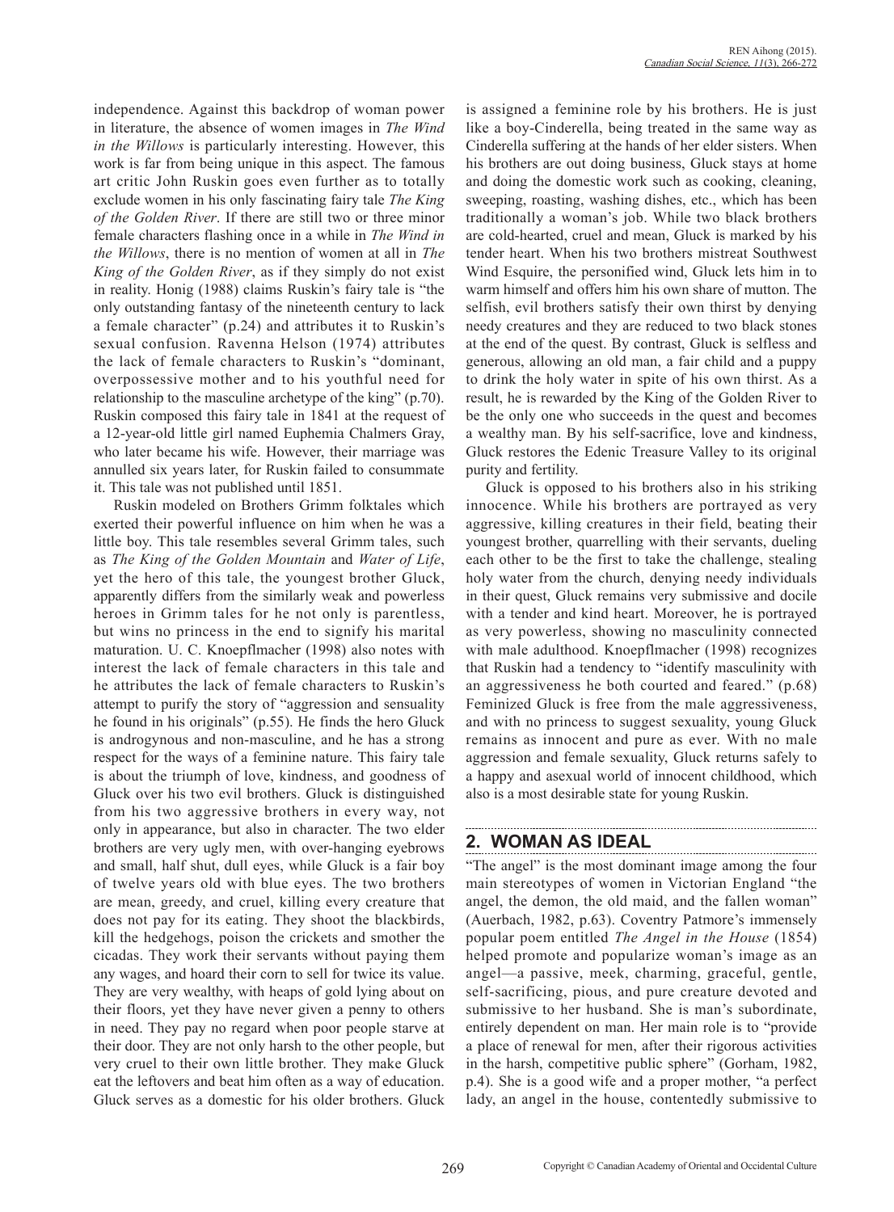independence. Against this backdrop of woman power in literature, the absence of women images in *The Wind in the Willows* is particularly interesting. However, this work is far from being unique in this aspect. The famous art critic John Ruskin goes even further as to totally exclude women in his only fascinating fairy tale *The King of the Golden River*. If there are still two or three minor female characters flashing once in a while in *The Wind in the Willows*, there is no mention of women at all in *The King of the Golden River*, as if they simply do not exist in reality. Honig (1988) claims Ruskin's fairy tale is "the only outstanding fantasy of the nineteenth century to lack a female character" (p.24) and attributes it to Ruskin's sexual confusion. Ravenna Helson (1974) attributes the lack of female characters to Ruskin's "dominant, overpossessive mother and to his youthful need for relationship to the masculine archetype of the king" (p.70). Ruskin composed this fairy tale in 1841 at the request of a 12-year-old little girl named Euphemia Chalmers Gray, who later became his wife. However, their marriage was annulled six years later, for Ruskin failed to consummate it. This tale was not published until 1851.

Ruskin modeled on Brothers Grimm folktales which exerted their powerful influence on him when he was a little boy. This tale resembles several Grimm tales, such as *The King of the Golden Mountain* and *Water of Life*, yet the hero of this tale, the youngest brother Gluck, apparently differs from the similarly weak and powerless heroes in Grimm tales for he not only is parentless, but wins no princess in the end to signify his marital maturation. U. C. Knoepflmacher (1998) also notes with interest the lack of female characters in this tale and he attributes the lack of female characters to Ruskin's attempt to purify the story of "aggression and sensuality he found in his originals" (p.55). He finds the hero Gluck is androgynous and non-masculine, and he has a strong respect for the ways of a feminine nature. This fairy tale is about the triumph of love, kindness, and goodness of Gluck over his two evil brothers. Gluck is distinguished from his two aggressive brothers in every way, not only in appearance, but also in character. The two elder brothers are very ugly men, with over-hanging eyebrows and small, half shut, dull eyes, while Gluck is a fair boy of twelve years old with blue eyes. The two brothers are mean, greedy, and cruel, killing every creature that does not pay for its eating. They shoot the blackbirds, kill the hedgehogs, poison the crickets and smother the cicadas. They work their servants without paying them any wages, and hoard their corn to sell for twice its value. They are very wealthy, with heaps of gold lying about on their floors, yet they have never given a penny to others in need. They pay no regard when poor people starve at their door. They are not only harsh to the other people, but very cruel to their own little brother. They make Gluck eat the leftovers and beat him often as a way of education. Gluck serves as a domestic for his older brothers. Gluck is assigned a feminine role by his brothers. He is just like a boy-Cinderella, being treated in the same way as Cinderella suffering at the hands of her elder sisters. When his brothers are out doing business, Gluck stays at home and doing the domestic work such as cooking, cleaning, sweeping, roasting, washing dishes, etc., which has been traditionally a woman's job. While two black brothers are cold-hearted, cruel and mean, Gluck is marked by his tender heart. When his two brothers mistreat Southwest Wind Esquire, the personified wind, Gluck lets him in to warm himself and offers him his own share of mutton. The selfish, evil brothers satisfy their own thirst by denying needy creatures and they are reduced to two black stones at the end of the quest. By contrast, Gluck is selfless and generous, allowing an old man, a fair child and a puppy to drink the holy water in spite of his own thirst. As a result, he is rewarded by the King of the Golden River to be the only one who succeeds in the quest and becomes a wealthy man. By his self-sacrifice, love and kindness, Gluck restores the Edenic Treasure Valley to its original purity and fertility.

Gluck is opposed to his brothers also in his striking innocence. While his brothers are portrayed as very aggressive, killing creatures in their field, beating their youngest brother, quarrelling with their servants, dueling each other to be the first to take the challenge, stealing holy water from the church, denying needy individuals in their quest, Gluck remains very submissive and docile with a tender and kind heart. Moreover, he is portrayed as very powerless, showing no masculinity connected with male adulthood. Knoepflmacher (1998) recognizes that Ruskin had a tendency to "identify masculinity with an aggressiveness he both courted and feared." (p.68) Feminized Gluck is free from the male aggressiveness, and with no princess to suggest sexuality, young Gluck remains as innocent and pure as ever. With no male aggression and female sexuality, Gluck returns safely to a happy and asexual world of innocent childhood, which also is a most desirable state for young Ruskin.

## 2. WOMAN AS IDEAL

"The angel" is the most dominant image among the four main stereotypes of women in Victorian England "the angel, the demon, the old maid, and the fallen woman" (Auerbach, 1982, p.63). Coventry Patmore's immensely popular poem entitled *The Angel in the House* (1854) helped promote and popularize woman's image as an angel—a passive, meek, charming, graceful, gentle, self-sacrificing, pious, and pure creature devoted and submissive to her husband. She is man's subordinate, entirely dependent on man. Her main role is to "provide a place of renewal for men, after their rigorous activities in the harsh, competitive public sphere" (Gorham, 1982, p.4). She is a good wife and a proper mother, "a perfect lady, an angel in the house, contentedly submissive to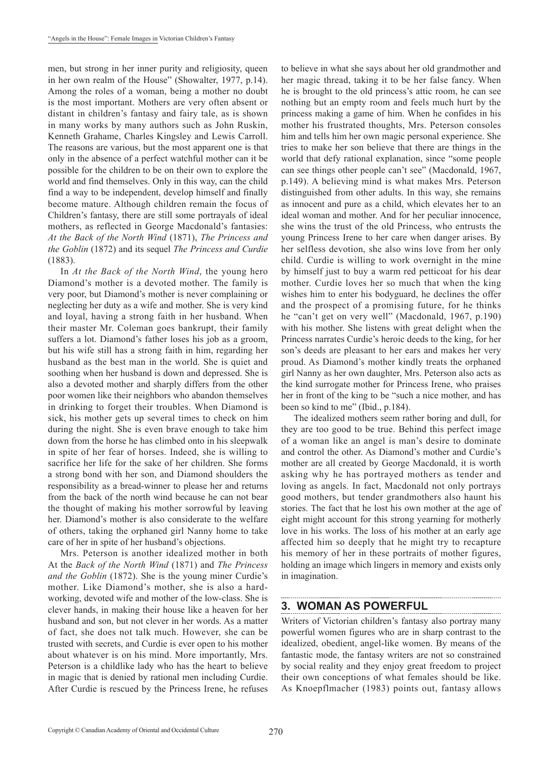men, but strong in her inner purity and religiosity, queen in her own realm of the House" (Showalter, 1977, p.14). Among the roles of a woman, being a mother no doubt is the most important. Mothers are very often absent or distant in children's fantasy and fairy tale, as is shown in many works by many authors such as John Ruskin, Kenneth Grahame, Charles Kingsley and Lewis Carroll. The reasons are various, but the most apparent one is that only in the absence of a perfect watchful mother can it be possible for the children to be on their own to explore the world and find themselves. Only in this way, can the child find a way to be independent, develop himself and finally become mature. Although children remain the focus of Children's fantasy, there are still some portrayals of ideal mothers, as reflected in George Macdonald's fantasies: *At the Back of the North Wind* (1871), *The Princess and the Goblin* (1872) and its sequel *The Princess and Curdie* (1883).

In *At the Back of the North Wind*, the young hero Diamond's mother is a devoted mother. The family is very poor, but Diamond's mother is never complaining or neglecting her duty as a wife and mother. She is very kind and loyal, having a strong faith in her husband. When their master Mr. Coleman goes bankrupt, their family suffers a lot. Diamond's father loses his job as a groom, but his wife still has a strong faith in him, regarding her husband as the best man in the world. She is quiet and soothing when her husband is down and depressed. She is also a devoted mother and sharply differs from the other poor women like their neighbors who abandon themselves in drinking to forget their troubles. When Diamond is sick, his mother gets up several times to check on him during the night. She is even brave enough to take him down from the horse he has climbed onto in his sleepwalk in spite of her fear of horses. Indeed, she is willing to sacrifice her life for the sake of her children. She forms a strong bond with her son, and Diamond shoulders the responsibility as a bread-winner to please her and returns from the back of the north wind because he can not bear the thought of making his mother sorrowful by leaving her. Diamond's mother is also considerate to the welfare of others, taking the orphaned girl Nanny home to take care of her in spite of her husband's objections.

Mrs. Peterson is another idealized mother in both At the *Back of the North Wind* (1871) and *The Princess and the Goblin* (1872). She is the young miner Curdie's mother. Like Diamond's mother, she is also a hard-working, devoted wife and mother of the low-class. She is clever hands, in making their house like a heaven for her husband and son, but not clever in her words. As a matter of fact, she does not talk much. However, she can be trusted with secrets, and Curdie is ever open to his mother about whatever is on his mind. More importantly, Mrs. Peterson is a childlike lady who has the heart to believe in magic that is denied by rational men including Curdie. After Curdie is rescued by the Princess Irene, he refuses to believe in what she says about her old grandmother and her magic thread, taking it to be her false fancy. When he is brought to the old princess's attic room, he can see nothing but an empty room and feels much hurt by the princess making a game of him. When he confides in his mother his frustrated thoughts, Mrs. Peterson consoles him and tells him her own magic personal experience. She tries to make her son believe that there are things in the world that defy rational explanation, since "some people can see things other people can't see" (Macdonald, 1967, p.149). A believing mind is what makes Mrs. Peterson distinguished from other adults. In this way, she remains as innocent and pure as a child, which elevates her to an ideal woman and mother. And for her peculiar innocence, she wins the trust of the old Princess, who entrusts the young Princess Irene to her care when danger arises. By her selfless devotion, she also wins love from her only child. Curdie is willing to work overnight in the mine by himself just to buy a warm red petticoat for his dear mother. Curdie loves her so much that when the king wishes him to enter his bodyguard, he declines the offer and the prospect of a promising future, for he thinks he "can't get on very well" (Macdonald, 1967, p.190) with his mother. She listens with great delight when the Princess narrates Curdie's heroic deeds to the king, for her son's deeds are pleasant to her ears and makes her very proud. As Diamond's mother kindly treats the orphaned girl Nanny as her own daughter, Mrs. Peterson also acts as the kind surrogate mother for Princess Irene, who praises her in front of the king to be "such a nice mother, and has been so kind to me" (Ibid., p.184).

The idealized mothers seem rather boring and dull, for they are too good to be true. Behind this perfect image of a woman like an angel is man's desire to dominate and control the other. As Diamond's mother and Curdie's mother are all created by George Macdonald, it is worth asking why he has portrayed mothers as tender and loving as angels. In fact, Macdonald not only portrays good mothers, but tender grandmothers also haunt his stories. The fact that he lost his own mother at the age of eight might account for this strong yearning for motherly love in his works. The loss of his mother at an early age affected him so deeply that he might try to recapture his memory of her in these portraits of mother figures, holding an image which lingers in memory and exists only in imagination.

## 3. WOMAN AS POWERFUL

Writers of Victorian children's fantasy also portray many powerful women figures who are in sharp contrast to the idealized, obedient, angel-like women. By means of the fantastic mode, the fantasy writers are not so constrained by social reality and they enjoy great freedom to project their own conceptions of what females should be like. As Knoepflmacher (1983) points out, fantasy allows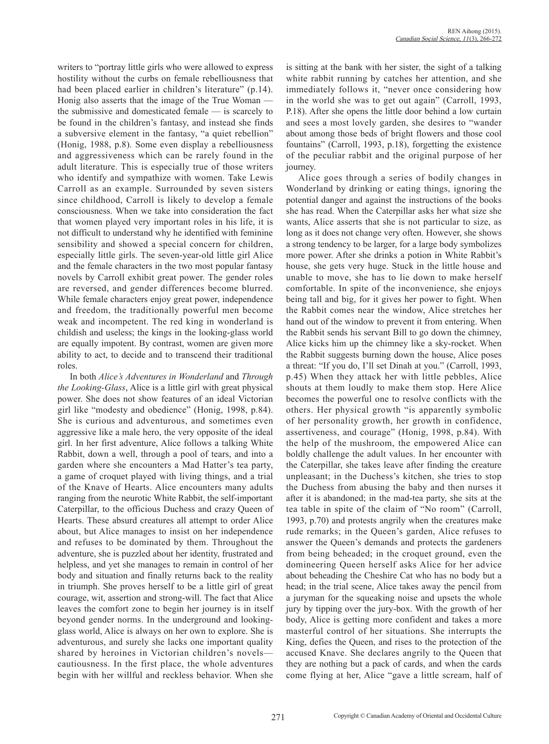writers to "portray little girls who were allowed to express hostility without the curbs on female rebelliousness that had been placed earlier in children's literature" (p.14). Honig also asserts that the image of the True Woman — the submissive and domesticated female — is scarcely to be found in the children's fantasy, and instead she finds a subversive element in the fantasy, "a quiet rebellion" (Honig, 1988, p.8). Some even display a rebelliousness and aggressiveness which can be rarely found in the adult literature. This is especially true of those writers who identify and sympathize with women. Take Lewis Carroll as an example. Surrounded by seven sisters since childhood, Carroll is likely to develop a female consciousness. When we take into consideration the fact that women played very important roles in his life, it is not difficult to understand why he identified with feminine sensibility and showed a special concern for children, especially little girls. The seven-year-old little girl Alice and the female characters in the two most popular fantasy novels by Carroll exhibit great power. The gender roles are reversed, and gender differences become blurred. While female characters enjoy great power, independence and freedom, the traditionally powerful men become weak and incompetent. The red king in wonderland is childish and useless; the kings in the looking-glass world are equally impotent. By contrast, women are given more ability to act, to decide and to transcend their traditional roles.

In both *Alice's Adventures in Wonderland* and *Through the Looking-Glass*, Alice is a little girl with great physical power. She does not show features of an ideal Victorian girl like "modesty and obedience" (Honig, 1998, p.84). She is curious and adventurous, and sometimes even aggressive like a male hero, the very opposite of the ideal girl. In her first adventure, Alice follows a talking White Rabbit, down a well, through a pool of tears, and into a garden where she encounters a Mad Hatter's tea party, a game of croquet played with living things, and a trial of the Knave of Hearts. Alice encounters many adults ranging from the neurotic White Rabbit, the self-important Caterpillar, to the officious Duchess and crazy Queen of Hearts. These absurd creatures all attempt to order Alice about, but Alice manages to insist on her independence and refuses to be dominated by them. Throughout the adventure, she is puzzled about her identity, frustrated and helpless, and yet she manages to remain in control of her body and situation and finally returns back to the reality in triumph. She proves herself to be a little girl of great courage, wit, assertion and strong-will. The fact that Alice leaves the comfort zone to begin her journey is in itself beyond gender norms. In the underground and looking-glass world, Alice is always on her own to explore. She is adventurous, and surely she lacks one important quality shared by heroines in Victorian children's novels—cautiousness. In the first place, the whole adventures begin with her willful and reckless behavior. When she is sitting at the bank with her sister, the sight of a talking white rabbit running by catches her attention, and she immediately follows it, "never once considering how in the world she was to get out again" (Carroll, 1993, P.18). After she opens the little door behind a low curtain and sees a most lovely garden, she desires to "wander about among those beds of bright flowers and those cool fountains" (Carroll, 1993, p.18), forgetting the existence of the peculiar rabbit and the original purpose of her journey.

Alice goes through a series of bodily changes in Wonderland by drinking or eating things, ignoring the potential danger and against the instructions of the books she has read. When the Caterpillar asks her what size she wants, Alice asserts that she is not particular to size, as long as it does not change very often. However, she shows a strong tendency to be larger, for a large body symbolizes more power. After she drinks a potion in White Rabbit's house, she gets very huge. Stuck in the little house and unable to move, she has to lie down to make herself comfortable. In spite of the inconvenience, she enjoys being tall and big, for it gives her power to fight. When the Rabbit comes near the window, Alice stretches her hand out of the window to prevent it from entering. When the Rabbit sends his servant Bill to go down the chimney, Alice kicks him up the chimney like a sky-rocket. When the Rabbit suggests burning down the house, Alice poses a threat: "If you do, I'll set Dinah at you." (Carroll, 1993, p.45) When they attack her with little pebbles, Alice shouts at them loudly to make them stop. Here Alice becomes the powerful one to resolve conflicts with the others. Her physical growth "is apparently symbolic of her personality growth, her growth in confidence, assertiveness, and courage" (Honig, 1998, p.84). With the help of the mushroom, the empowered Alice can boldly challenge the adult values. In her encounter with the Caterpillar, she takes leave after finding the creature unpleasant; in the Duchess's kitchen, she tries to stop the Duchess from abusing the baby and then nurses it after it is abandoned; in the mad-tea party, she sits at the tea table in spite of the claim of "No room" (Carroll, 1993, p.70) and protests angrily when the creatures make rude remarks; in the Queen's garden, Alice refuses to answer the Queen's demands and protects the gardeners from being beheaded; in the croquet ground, even the domineering Queen herself asks Alice for her advice about beheading the Cheshire Cat who has no body but a head; in the trial scene, Alice takes away the pencil from a juryman for the squeaking noise and upsets the whole jury by tipping over the jury-box. With the growth of her body, Alice is getting more confident and takes a more masterful control of her situations. She interrupts the King, defies the Queen, and rises to the protection of the accused Knave. She declares angrily to the Queen that they are nothing but a pack of cards, and when the cards come flying at her, Alice "gave a little scream, half of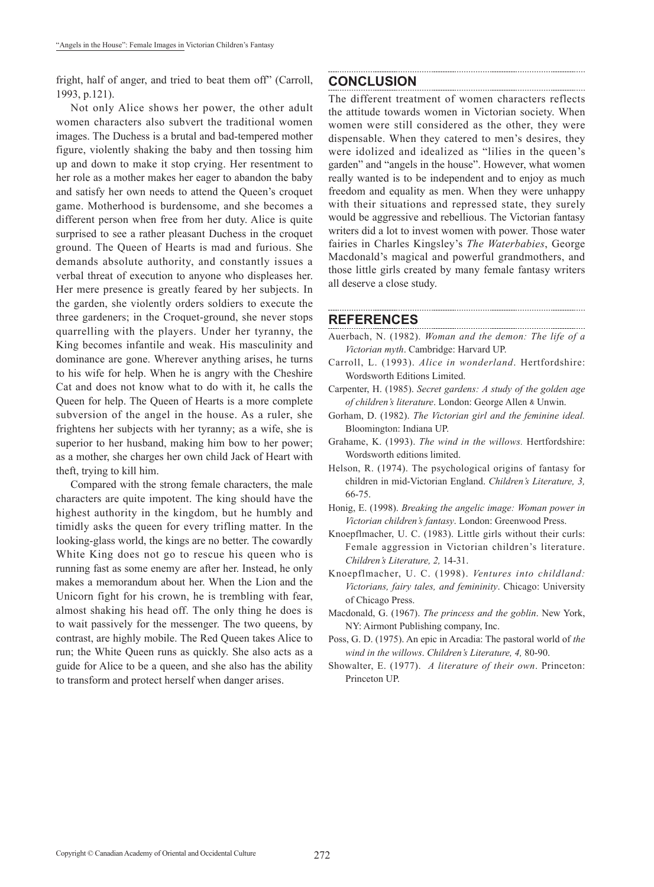fright, half of anger, and tried to beat them off" (Carroll, 1993, p.121).

Not only Alice shows her power, the other adult women characters also subvert the traditional women images. The Duchess is a brutal and bad-tempered mother figure, violently shaking the baby and then tossing him up and down to make it stop crying. Her resentment to her role as a mother makes her eager to abandon the baby and satisfy her own needs to attend the Queen's croquet game. Motherhood is burdensome, and she becomes a different person when free from her duty. Alice is quite surprised to see a rather pleasant Duchess in the croquet ground. The Queen of Hearts is mad and furious. She demands absolute authority, and constantly issues a verbal threat of execution to anyone who displeases her. Her mere presence is greatly feared by her subjects. In the garden, she violently orders soldiers to execute the three gardeners; in the Croquet-ground, she never stops quarrelling with the players. Under her tyranny, the King becomes infantile and weak. His masculinity and dominance are gone. Wherever anything arises, he turns to his wife for help. When he is angry with the Cheshire Cat and does not know what to do with it, he calls the Queen for help. The Queen of Hearts is a more complete subversion of the angel in the house. As a ruler, she frightens her subjects with her tyranny; as a wife, she is superior to her husband, making him bow to her power; as a mother, she charges her own child Jack of Heart with theft, trying to kill him.

Compared with the strong female characters, the male characters are quite impotent. The king should have the highest authority in the kingdom, but he humbly and timidly asks the queen for every trifling matter. In the looking-glass world, the kings are no better. The cowardly White King does not go to rescue his queen who is running fast as some enemy are after her. Instead, he only makes a memorandum about her. When the Lion and the Unicorn fight for his crown, he is trembling with fear, almost shaking his head off. The only thing he does is to wait passively for the messenger. The two queens, by contrast, are highly mobile. The Red Queen takes Alice to run; the White Queen runs as quickly. She also acts as a guide for Alice to be a queen, and she also has the ability to transform and protect herself when danger arises.

## CONCLUSION

The different treatment of women characters reflects the attitude towards women in Victorian society. When women were still considered as the other, they were dispensable. When they catered to men's desires, they were idolized and idealized as "lilies in the queen's garden" and "angels in the house". However, what women really wanted is to be independent and to enjoy as much freedom and equality as men. When they were unhappy with their situations and repressed state, they surely would be aggressive and rebellious. The Victorian fantasy writers did a lot to invest women with power. Those water fairies in Charles Kingsley's *The Waterbabies*, George Macdonald's magical and powerful grandmothers, and those little girls created by many female fantasy writers all deserve a close study.

## REFERENCES

Auerbach, N. (1982). *Woman and the demon: The life of a Victorian myth*. Cambridge: Harvard UP.

Carroll, L. (1993). *Alice in wonderland*. Hertfordshire: Wordsworth Editions Limited.

Carpenter, H. (1985). *Secret gardens: A study of the golden age of children's literature*. London: George Allen & Unwin.

Gorham, D. (1982). *The Victorian girl and the feminine ideal.* Bloomington: Indiana UP.

Grahame, K. (1993). *The wind in the willows.* Hertfordshire: Wordsworth editions limited.

Helson, R. (1974). The psychological origins of fantasy for children in mid-Victorian England. *Children's Literature, 3,* 66-75.

Honig, E. (1998). *Breaking the angelic image: Woman power in Victorian children's fantasy*. London: Greenwood Press.

Knoepflmacher, U. C. (1983). Little girls without their curls: Female aggression in Victorian children's literature. *Children's Literature, 2,* 14-31.

Knoepflmacher, U. C. (1998). *Ventures into childland: Victorians, fairy tales, and femininity*. Chicago: University of Chicago Press.

Macdonald, G. (1967). *The princess and the goblin*. New York, NY: Airmont Publishing company, Inc.

Poss, G. D. (1975). An epic in Arcadia: The pastoral world of *the wind in the willows*. *Children's Literature, 4,* 80-90.

Showalter, E. (1977). *A literature of their own*. Princeton: Princeton UP.